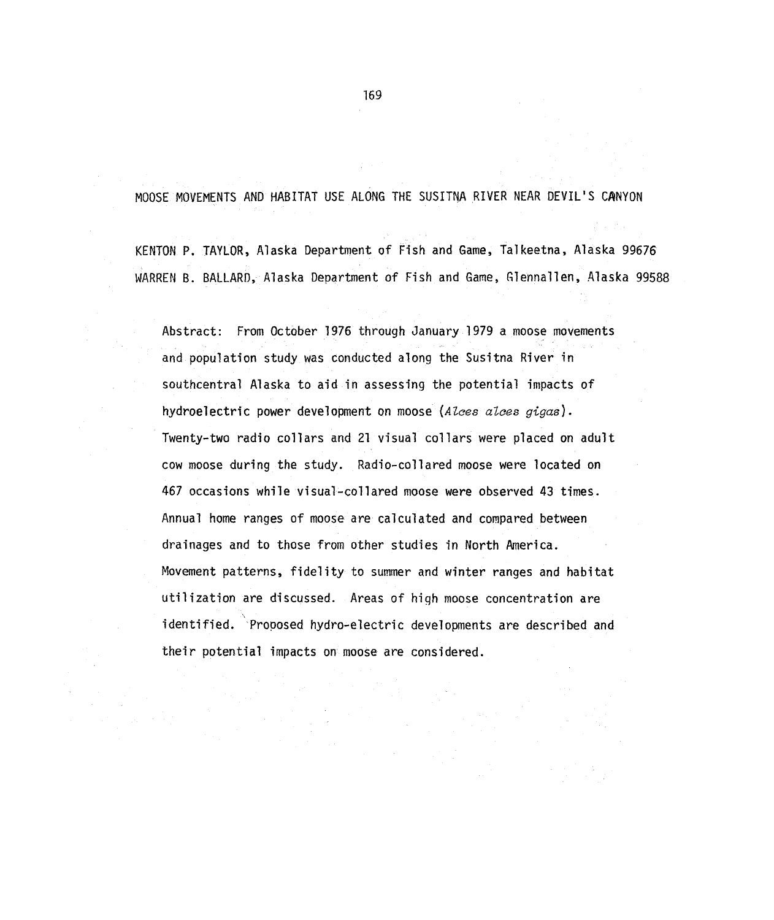# MOOSE MOVEMENTS AND HABITAT USE ALONG THE SUSITNA RIVER NEAR DEVIL'S CANYON

KENTON P. TAYLOR, Alaska Department of Fish and Game, Talkeetna, Alaska 99676
WARREN B. BALLARD, Alaska Department of Fish and Game, Glennallen, Alaska 99588

Abstract: From October 1976 through January 1979 a moose movements and population study was conducted along the Susitna River in southcentral Alaska to aid in assessing the potential impacts of hydroelectric power development on moose (*Alces alces gigas*). Twenty-two radio collars and 21 visual collars were placed on adult cow moose during the study. Radio-collared moose were located on 467 occasions while visual-collared moose were observed 43 times. Annual home ranges of moose are calculated and compared between drainages and to those from other studies in North America. Movement patterns, fidelity to summer and winter ranges and habitat utilization are discussed. Areas of high moose concentration are identified. Proposed hydro-electric developments are described and their potential impacts on moose are considered.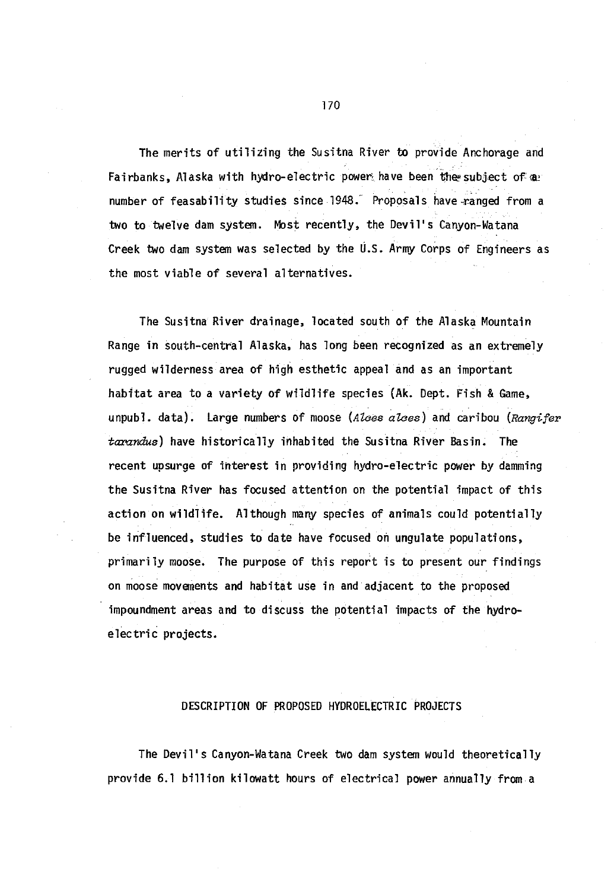The merits of utilizing the Susitna River to provide Anchorage and Fairbanks, Alaska with hydro-electric power have been the subject of a number of feasability studies since 1948. Proposals have ranged from a two to twelve dam system. Most recently, the Devil's Canyon-Watana Creek two dam system was selected by the U.S. Army Corps of Engineers as the most viable of several alternatives.

The Susitna River drainage, located south of the Alaska Mountain Range in south-central Alaska, has long been recognized as an extremely rugged wilderness area of high esthetic appeal and as an important habitat area to a variety of wildlife species (Ak. Dept. Fish & Game, unpubl. data). Large numbers of moose (*Alces alces*) and caribou (*Rangifer tarandus*) have historically inhabited the Susitna River Basin. The recent upsurge of interest in providing hydro-electric power by damming the Susitna River has focused attention on the potential impact of this action on wildlife. Although many species of animals could potentially be influenced, studies to date have focused on ungulate populations, primarily moose. The purpose of this report is to present our findings on moose movements and habitat use in and adjacent to the proposed impoundment areas and to discuss the potential impacts of the hydro-electric projects.

## DESCRIPTION OF PROPOSED HYDROELECTRIC PROJECTS

The Devil's Canyon-Watana Creek two dam system would theoretically provide 6.1 billion kilowatt hours of electrical power annually from a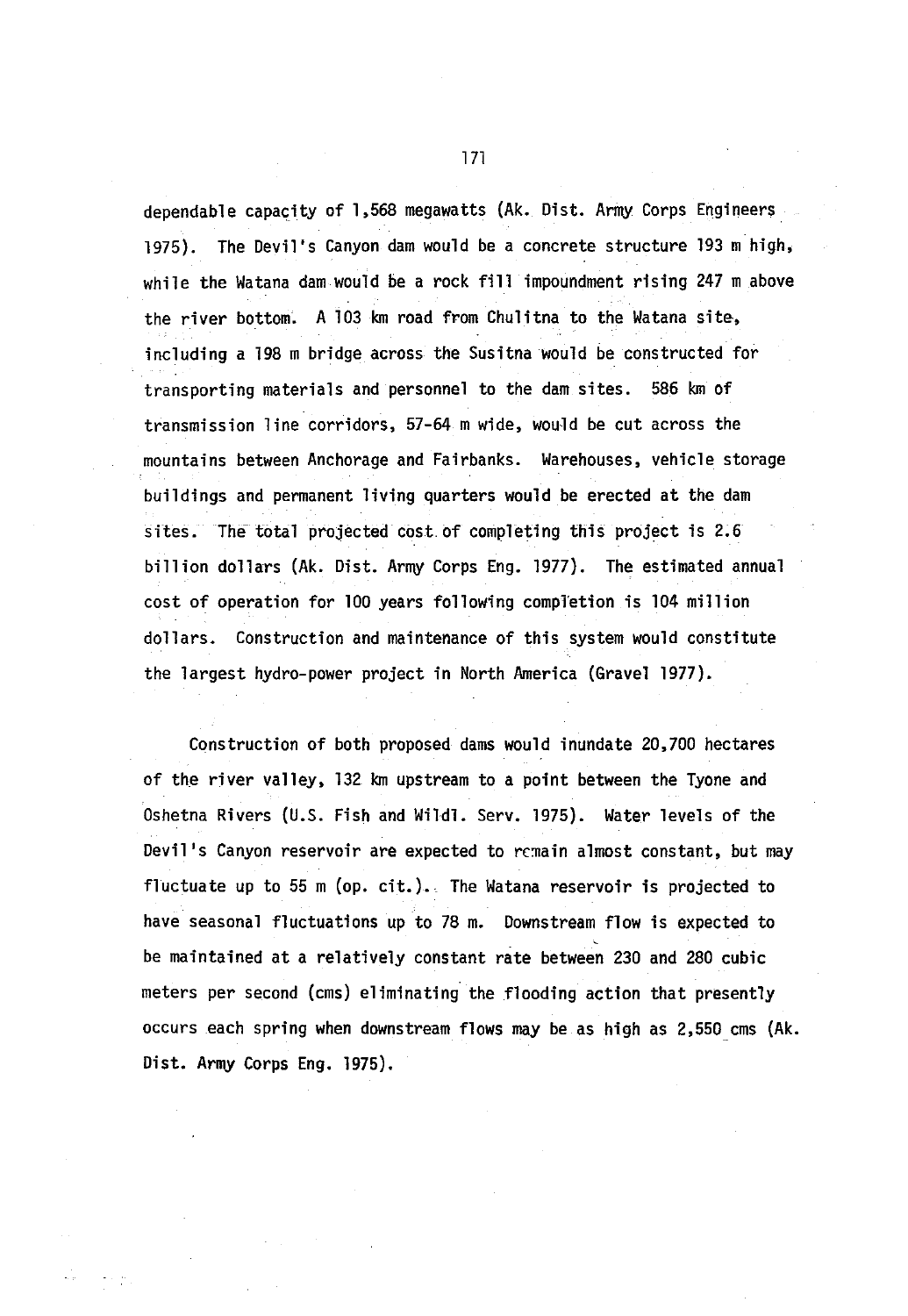dependable capacity of 1,568 megawatts (Ak. Dist. Army Corps Engineers 1975). The Devil's Canyon dam would be a concrete structure 193 m high, while the Watana dam would be a rock fill impoundment rising 247 m above the river bottom. A 103 km road from Chulitna to the Watana site, including a 198 m bridge across the Susitna would be constructed for transporting materials and personnel to the dam sites. 586 km of transmission line corridors, 57-64 m wide, would be cut across the mountains between Anchorage and Fairbanks. Warehouses, vehicle storage buildings and permanent living quarters would be erected at the dam sites. The total projected cost of completing this project is 2.6 billion dollars (Ak. Dist. Army Corps Eng. 1977). The estimated annual cost of operation for 100 years following completion is 104 million dollars. Construction and maintenance of this system would constitute the largest hydro-power project in North America (Gravel 1977).

Construction of both proposed dams would inundate 20,700 hectares of the river valley, 132 km upstream to a point between the Tyone and Oshetna Rivers (U.S. Fish and Wildl. Serv. 1975). Water levels of the Devil's Canyon reservoir are expected to remain almost constant, but may fluctuate up to 55 m (op. cit.). The Watana reservoir is projected to have seasonal fluctuations up to 78 m. Downstream flow is expected to be maintained at a relatively constant rate between 230 and 280 cubic meters per second (cms) eliminating the flooding action that presently occurs each spring when downstream flows may be as high as 2,550 cms (Ak. Dist. Army Corps Eng. 1975).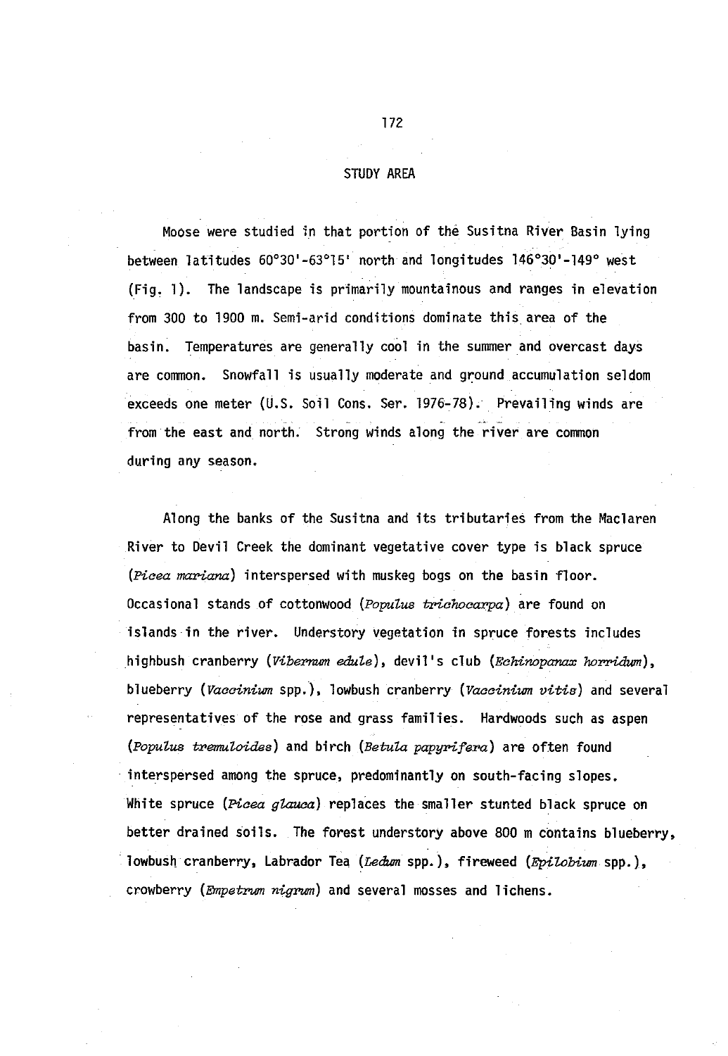## STUDY AREA

Moose were studied in that portion of the Susitna River Basin lying between latitudes 60°30'-63°15' north and longitudes 146°30'-149° west (Fig. 1). The landscape is primarily mountainous and ranges in elevation from 300 to 1900 m. Semi-arid conditions dominate this area of the basin. Temperatures are generally cool in the summer and overcast days are common. Snowfall is usually moderate and ground accumulation seldom exceeds one meter (U.S. Soil Cons. Ser. 1976-78). Prevailing winds are from the east and north. Strong winds along the river are common during any season.

Along the banks of the Susitna and its tributaries from the Maclaren River to Devil Creek the dominant vegetative cover type is black spruce (*Picea mariana*) interspersed with muskeg bogs on the basin floor. Occasional stands of cottonwood (*Populus trichocarpa*) are found on islands in the river. Understory vegetation in spruce forests includes highbush cranberry (*Vibernum edule*), devil's club (*Echinopanax horridum*), blueberry (*Vaccinium* spp.), lowbush cranberry (*Vaccinium vitis*) and several representatives of the rose and grass families. Hardwoods such as aspen (*Populus tremuloides*) and birch (*Betula papyrifera*) are often found interspersed among the spruce, predominantly on south-facing slopes. White spruce (*Picea glauca*) replaces the smaller stunted black spruce on better drained soils. The forest understory above 800 m contains blueberry, lowbush cranberry, Labrador Tea (*Ledum* spp.), fireweed (*Epilobium* spp.), crowberry (*Empetrum nigrum*) and several mosses and lichens.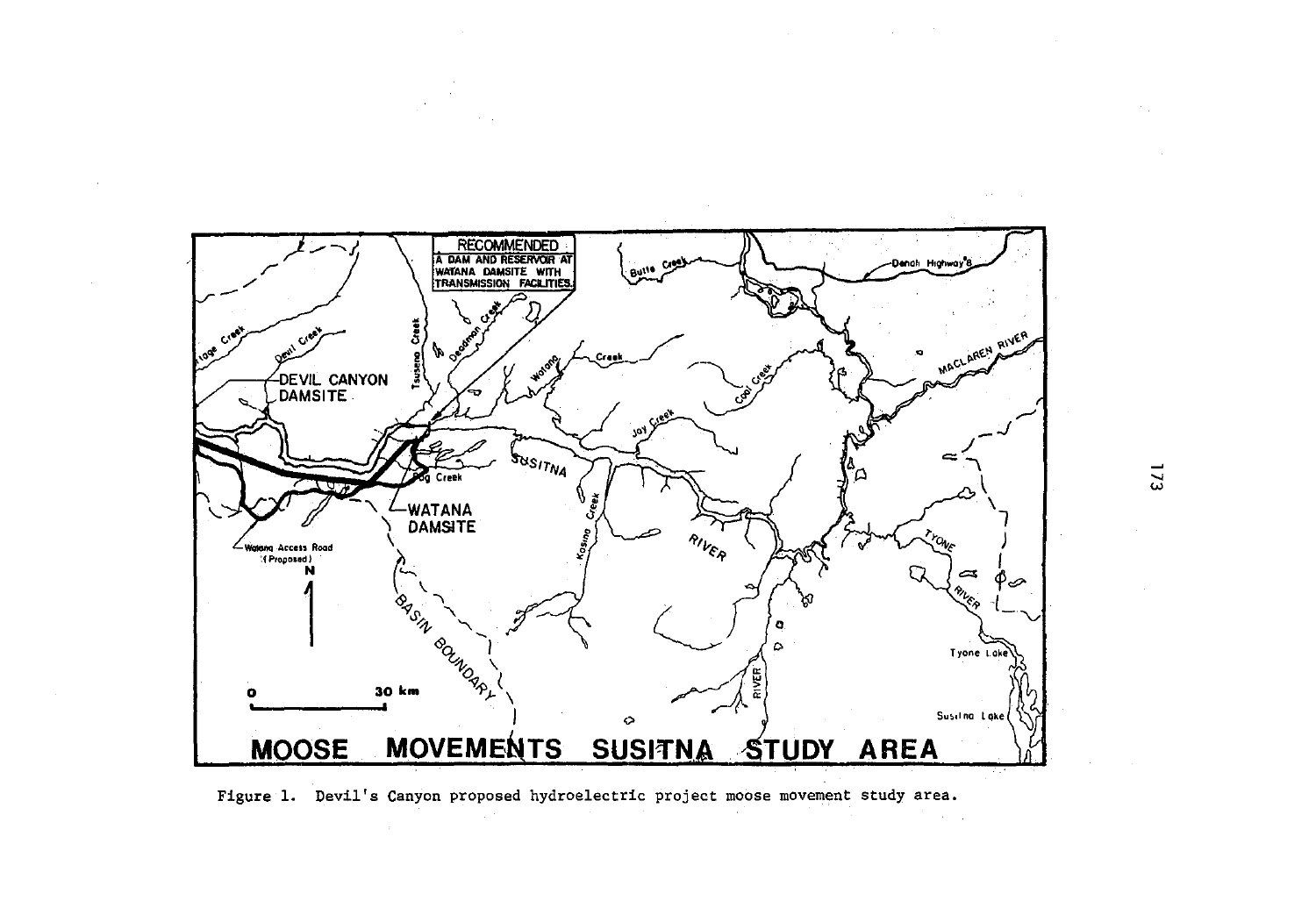Figure 1. Devil's Canyon proposed hydroelectric project moose movement study area.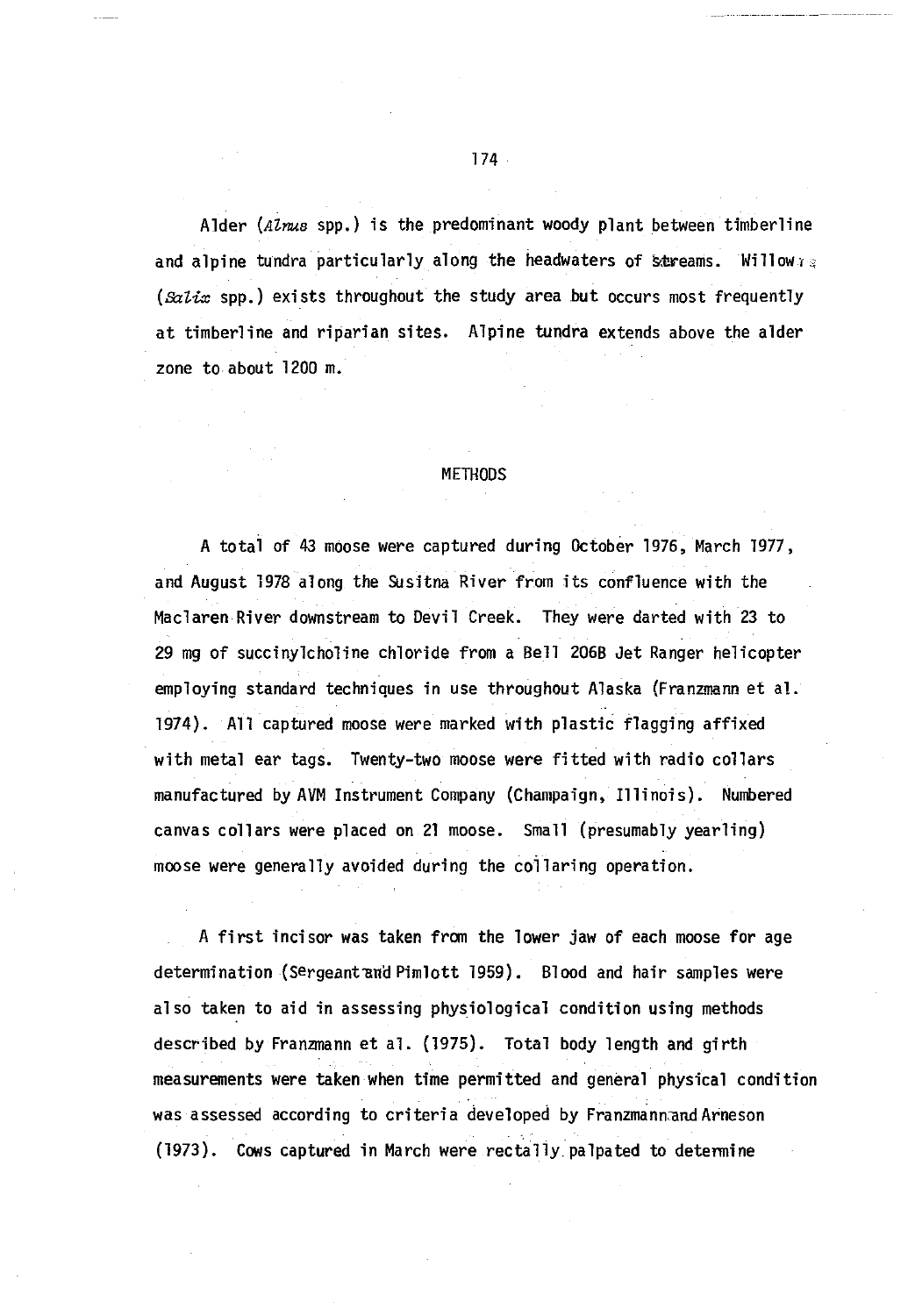Alder (*Alnus* spp.) is the predominant woody plant between timberline and alpine tundra particularly along the headwaters of streams. Willow (*Salix* spp.) exists throughout the study area but occurs most frequently at timberline and riparian sites. Alpine tundra extends above the alder zone to about 1200 m.

## METHODS

A total of 43 moose were captured during October 1976, March 1977, and August 1978 along the Susitna River from its confluence with the Maclaren River downstream to Devil Creek. They were darted with 23 to 29 mg of succinylcholine chloride from a Bell 206B Jet Ranger helicopter employing standard techniques in use throughout Alaska (Franzmann et al. 1974). All captured moose were marked with plastic flagging affixed with metal ear tags. Twenty-two moose were fitted with radio collars manufactured by AVM Instrument Company (Champaign, Illinois). Numbered canvas collars were placed on 21 moose. Small (presumably yearling) moose were generally avoided during the collaring operation.

A first incisor was taken from the lower jaw of each moose for age determination (Sergeant and Pimlott 1959). Blood and hair samples were also taken to aid in assessing physiological condition using methods described by Franzmann et al. (1975). Total body length and girth measurements were taken when time permitted and general physical condition was assessed according to criteria developed by Franzmann and Arneson (1973). Cows captured in March were rectally palpated to determine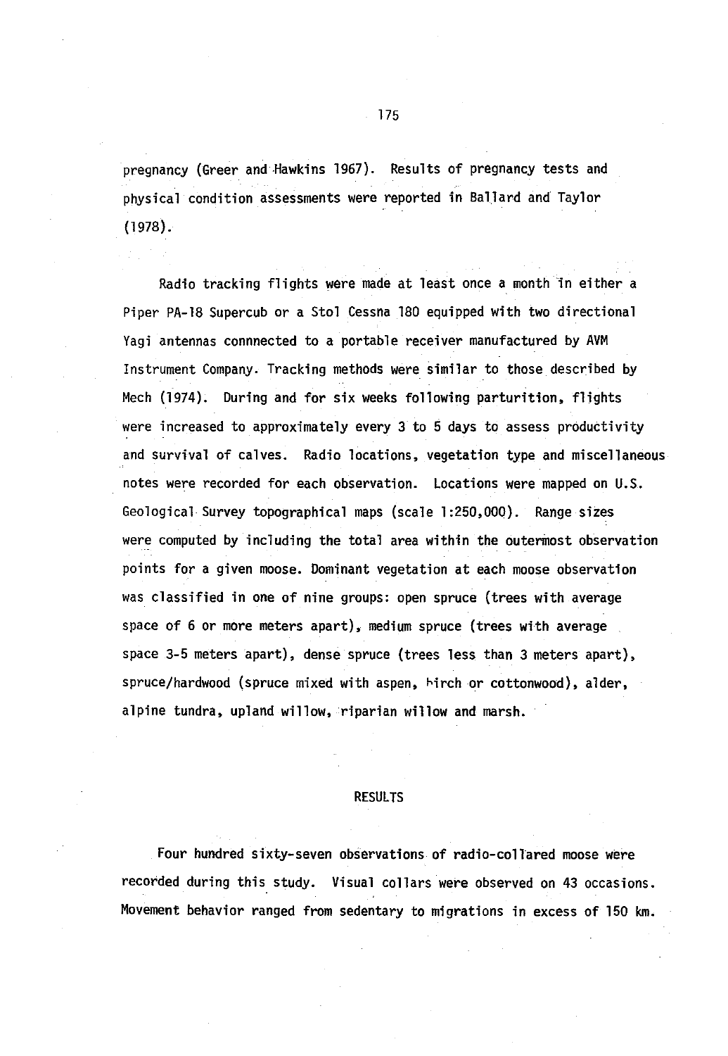pregnancy (Greer and Hawkins 1967). Results of pregnancy tests and physical condition assessments were reported in Ballard and Taylor (1978).

Radio tracking flights were made at least once a month in either a Piper PA-18 Supercub or a Stol Cessna 180 equipped with two directional Yagi antennas connnected to a portable receiver manufactured by AVM Instrument Company. Tracking methods were similar to those described by Mech (1974). During and for six weeks following parturition, flights were increased to approximately every 3 to 5 days to assess productivity and survival of calves. Radio locations, vegetation type and miscellaneous notes were recorded for each observation. Locations were mapped on U.S. Geological Survey topographical maps (scale 1:250,000). Range sizes were computed by including the total area within the outermost observation points for a given moose. Dominant vegetation at each moose observation was classified in one of nine groups: open spruce (trees with average space of 6 or more meters apart), medium spruce (trees with average space 3-5 meters apart), dense spruce (trees less than 3 meters apart), spruce/hardwood (spruce mixed with aspen, birch or cottonwood), alder, alpine tundra, upland willow, riparian willow and marsh.

## RESULTS

Four hundred sixty-seven observations of radio-collared moose were recorded during this study. Visual collars were observed on 43 occasions. Movement behavior ranged from sedentary to migrations in excess of 150 km.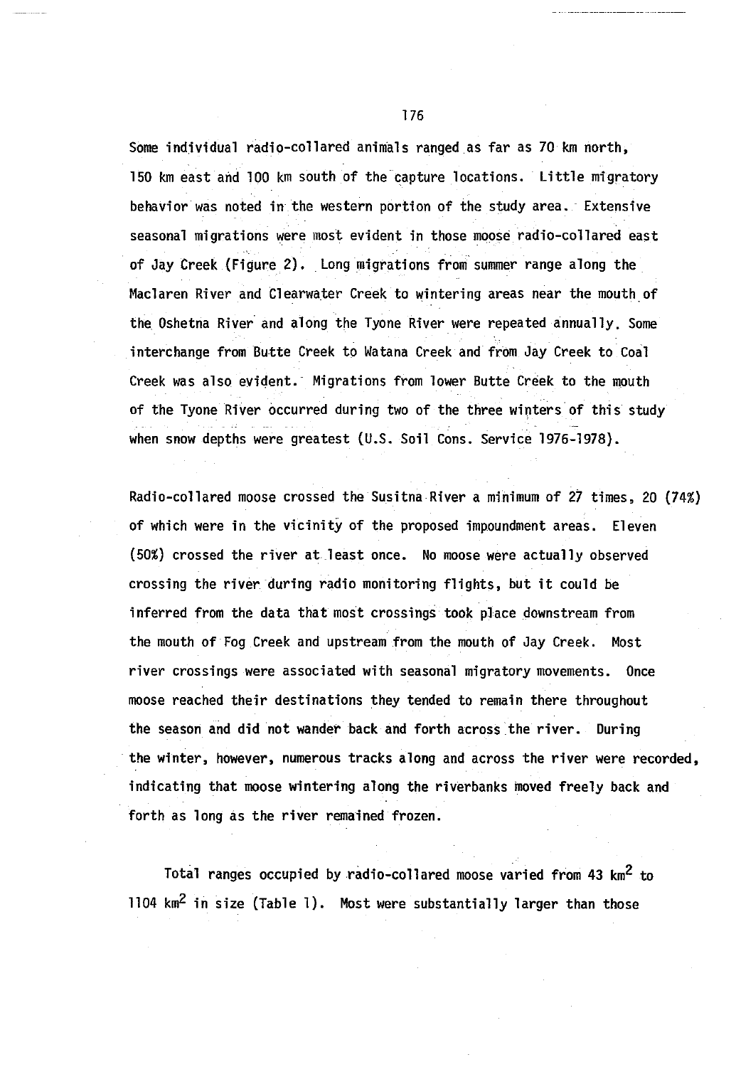Some individual radio-collared animals ranged as far as 70 km north, 150 km east and 100 km south of the capture locations. Little migratory behavior was noted in the western portion of the study area. Extensive seasonal migrations were most evident in those moose radio-collared east of Jay Creek (Figure 2). Long migrations from summer range along the Maclaren River and Clearwater Creek to wintering areas near the mouth of the Oshetna River and along the Tyone River were repeated annually. Some interchange from Butte Creek to Watana Creek and from Jay Creek to Coal Creek was also evident. Migrations from lower Butte Creek to the mouth of the Tyone River occurred during two of the three winters of this study when snow depths were greatest (U.S. Soil Cons. Service 1976-1978).

Radio-collared moose crossed the Susitna River a minimum of 27 times, 20 (74%) of which were in the vicinity of the proposed impoundment areas. Eleven (50%) crossed the river at least once. No moose were actually observed crossing the river during radio monitoring flights, but it could be inferred from the data that most crossings took place downstream from the mouth of Fog Creek and upstream from the mouth of Jay Creek. Most river crossings were associated with seasonal migratory movements. Once moose reached their destinations they tended to remain there throughout the season and did not wander back and forth across the river. During the winter, however, numerous tracks along and across the river were recorded, indicating that moose wintering along the riverbanks moved freely back and forth as long as the river remained frozen.

Total ranges occupied by radio-collared moose varied from 43 $km^2$ to 1104 $km^2$ in size (Table 1). Most were substantially larger than those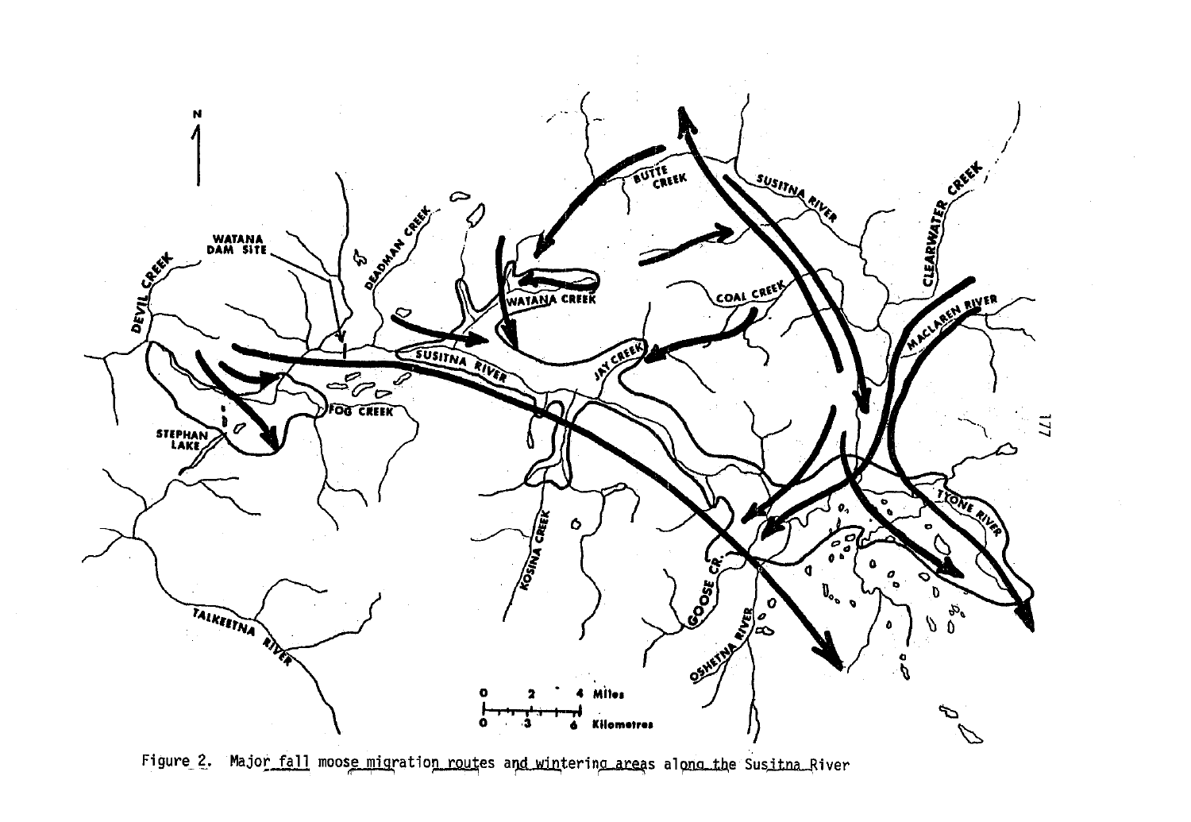Figure 2. Major fall moose migration routes and wintering areas along the Susitna River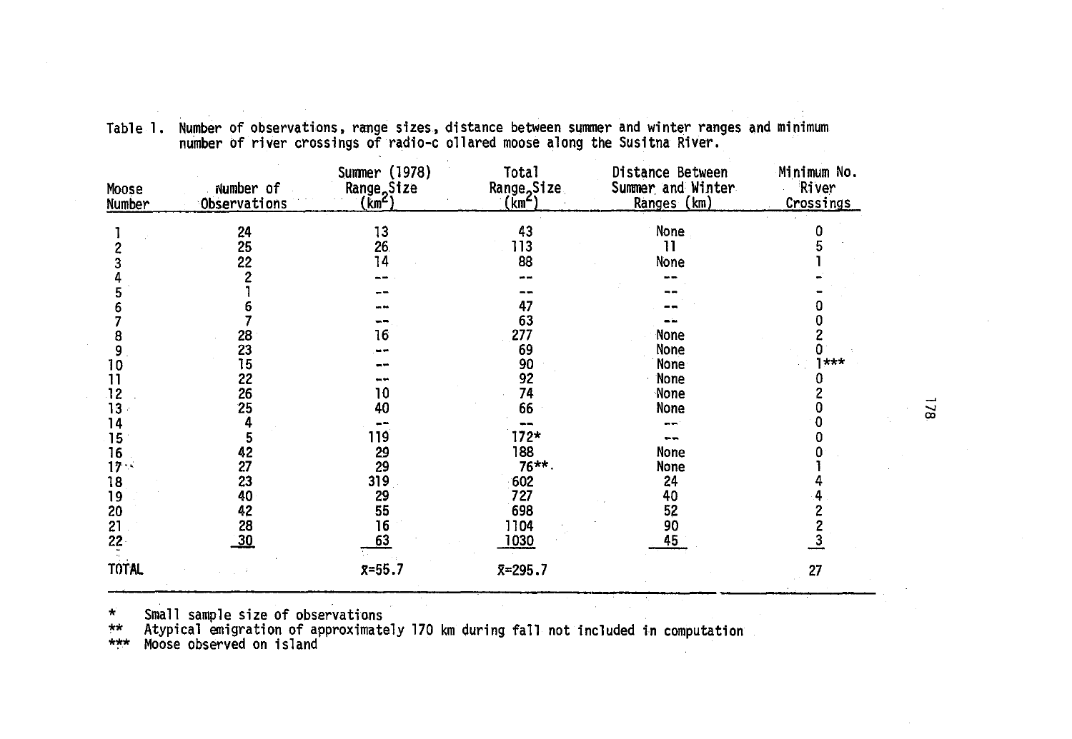Table 1. Number of observations, range sizes, distance between summer and winter ranges and minimum number of river crossings of radio-collared moose along the Susitna River.

| Moose Number | Number of Observations | Summer (1978) Range Size ($km^2$) | Total Range Size ($km^2$) | Distance Between Summer and Winter Ranges (km) | Minimum No. River Crossings |
|---|---|---|---|---|---|
| 1 | 24 | 13 | 43 | None | 0 |
| 2 | 25 | 26 | 113 | 11 | 5 |
| 3 | 22 | 14 | 88 | None | 1 |
| 4 | 2 | -- | -- | -- | - |
| 5 | 1 | -- | -- | -- | - |
| 6 | 6 | -- | 47 | -- | 0 |
| 7 | 7 | -- | 63 | -- | 0 |
| 8 | 28 | 16 | 277 | None | 2 |
| 9 | 23 | -- | 69 | None | 0 |
| 10 | 15 | -- | 90 | None | 1*** |
| 11 | 22 | -- | 92 | None | 0 |
| 12 | 26 | 10 | 74 | None | 2 |
| 13 | 25 | 40 | 66 | None | 0 |
| 14 | 4 | -- | -- | -- | 0 |
| 15 | 5 | 119 | 172* | -- | 0 |
| 16 | 42 | 29 | 188 | None | 0 |
| 17 | 27 | 29 | 76** | None | 1 |
| 18 | 23 | 319 | 602 | 24 | 4 |
| 19 | 40 | 29 | 727 | 40 | 4 |
| 20 | 42 | 55 | 698 | 52 | 2 |
| 21 | 28 | 16 | 1104 | 90 | 2 |
| 22 | 30 | 63 | 1030 | 45 | 3 |
| TOTAL | | $\bar{x}$=55.7 | $\bar{x}$=295.7 | | 27 |

\* Small sample size of observations

\*\* Atypical emigration of approximately 170 km during fall not included in computation

\*\*\* Moose observed on island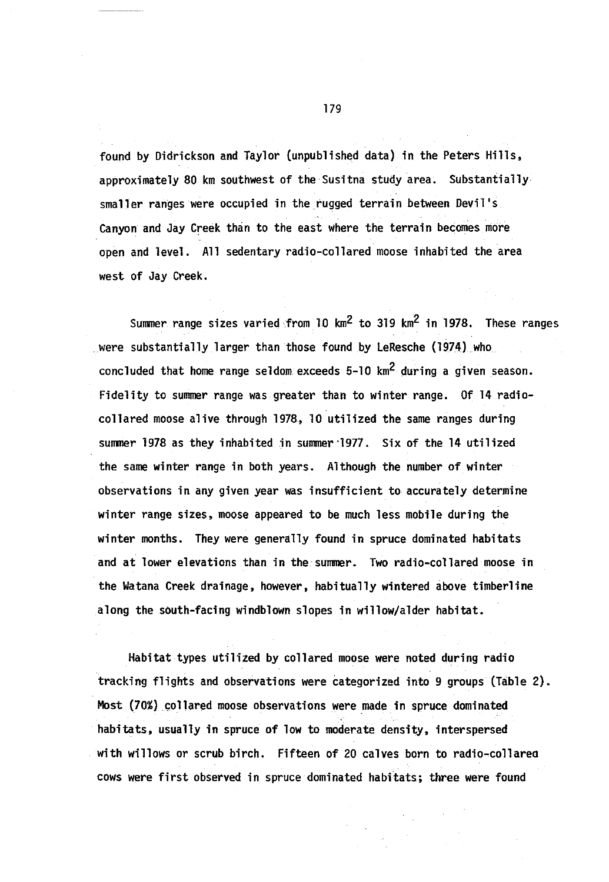found by Didrickson and Taylor (unpublished data) in the Peters Hills, approximately 80 km southwest of the Susitna study area. Substantially smaller ranges were occupied in the rugged terrain between Devil's Canyon and Jay Creek than to the east where the terrain becomes more open and level. All sedentary radio-collared moose inhabited the area west of Jay Creek.

Summer range sizes varied from 10 $km^2$ to 319 $km^2$ in 1978. These ranges were substantially larger than those found by LeResche (1974) who concluded that home range seldom exceeds 5-10 $km^2$ during a given season. Fidelity to summer range was greater than to winter range. Of 14 radio-collared moose alive through 1978, 10 utilized the same ranges during summer 1978 as they inhabited in summer 1977. Six of the 14 utilized the same winter range in both years. Although the number of winter observations in any given year was insufficient to accurately determine winter range sizes, moose appeared to be much less mobile during the winter months. They were generally found in spruce dominated habitats and at lower elevations than in the summer. Two radio-collared moose in the Watana Creek drainage, however, habitually wintered above timberline along the south-facing windblown slopes in willow/alder habitat.

Habitat types utilized by collared moose were noted during radio tracking flights and observations were categorized into 9 groups (Table 2). Most (70%) collared moose observations were made in spruce dominated habitats, usually in spruce of low to moderate density, interspersed with willows or scrub birch. Fifteen of 20 calves born to radio-collared cows were first observed in spruce dominated habitats; three were found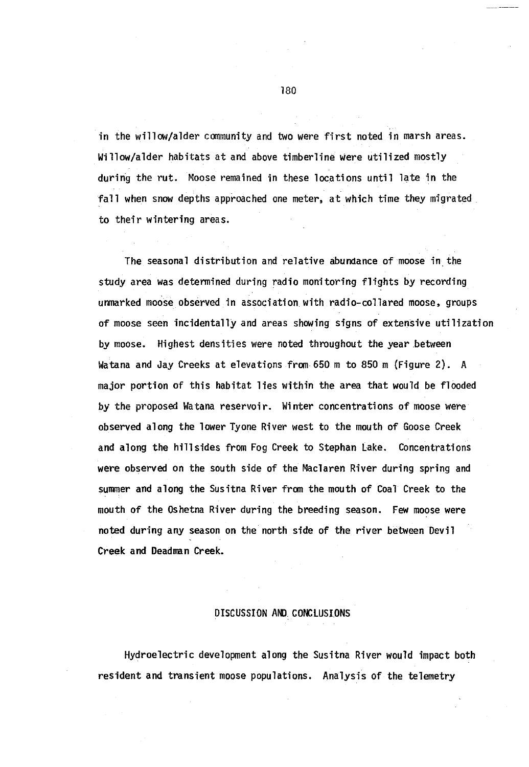in the willow/alder community and two were first noted in marsh areas. Willow/alder habitats at and above timberline were utilized mostly during the rut. Moose remained in these locations until late in the fall when snow depths approached one meter, at which time they migrated to their wintering areas.

The seasonal distribution and relative abundance of moose in the study area was determined during radio monitoring flights by recording unmarked moose observed in association with radio-collared moose, groups of moose seen incidentally and areas showing signs of extensive utilization by moose. Highest densities were noted throughout the year between Watana and Jay Creeks at elevations from 650 m to 850 m (Figure 2). A major portion of this habitat lies within the area that would be flooded by the proposed Watana reservoir. Winter concentrations of moose were observed along the lower Tyone River west to the mouth of Goose Creek and along the hillsides from Fog Creek to Stephan Lake. Concentrations were observed on the south side of the Maclaren River during spring and summer and along the Susitna River from the mouth of Coal Creek to the mouth of the Oshetna River during the breeding season. Few moose were noted during any season on the north side of the river between Devil Creek and Deadman Creek.

## DISCUSSION AND CONCLUSIONS

Hydroelectric development along the Susitna River would impact both resident and transient moose populations. Analysis of the telemetry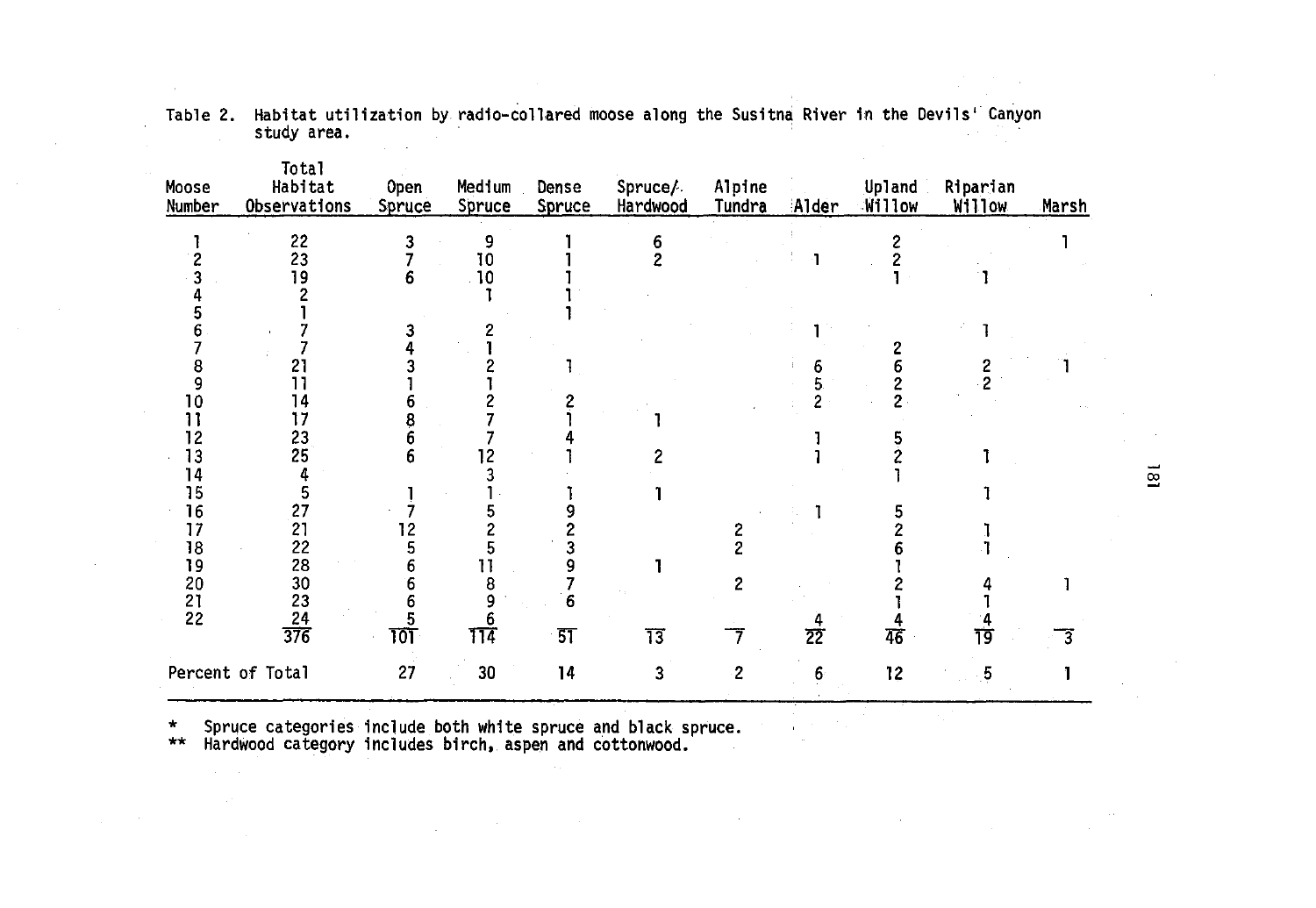Table 2. Habitat utilization by radio-collared moose along the Susitna River in the Devils' Canyon study area.

| Moose Number | Total Habitat Observations | Open Spruce | Medium Spruce | Dense Spruce | Spruce/ Hardwood | Alpine Tundra | Alder | Upland Willow | Riparian Willow | Marsh |
|---|---|---|---|---|---|---|---|---|---|---|
| 1 | 22 | 3 | 9 | 1 | 6 | | | 2 | | 1 |
| 2 | 23 | 7 | 10 | 1 | 2 | | 1 | 2 | | |
| 3 | 19 | 6 | 10 | 1 | | | | 1 | 1 | |
| 4 | 2 | | 1 | 1 | | | | | | |
| 5 | 1 | | | 1 | | | | | | |
| 6 | 7 | 3 | 2 | | | | 1 | | 1 | |
| 7 | 7 | 4 | 1 | | | | | 2 | | |
| 8 | 21 | 3 | 2 | 1 | | | 6 | 6 | 2 | 1 |
| 9 | 11 | 1 | 1 | | | | 5 | 2 | 2 | |
| 10 | 14 | 6 | 2 | 2 | | | 2 | 2 | | |
| 11 | 17 | 8 | 7 | 1 | 1 | | | | | |
| 12 | 23 | 6 | 7 | 4 | | | 1 | 5 | | |
| 13 | 25 | 6 | 12 | 1 | 2 | | 1 | 2 | 1 | |
| 14 | 4 | | 3 | | | | | 1 | | |
| 15 | 5 | 1 | 1 | 1 | 1 | | | | 1 | |
| 16 | 27 | 7 | 5 | 9 | | | 1 | 5 | | |
| 17 | 21 | 12 | 2 | 2 | | 2 | | 2 | 1 | |
| 18 | 22 | 5 | 5 | 3 | | 2 | | 6 | 1 | |
| 19 | 28 | 6 | 11 | 9 | 1 | | | 1 | | |
| 20 | 30 | 6 | 8 | 7 | | 2 | | 2 | 4 | 1 |
| 21 | 23 | 6 | 9 | 6 | | | | 1 | 1 | |
| 22 | 24 | 5 | 6 | | | | 4 | 4 | 4 | |
| | 376 | 101 | 114 | 51 | 13 | 7 | 22 | 46 | 19 | 3 |
| Percent of Total | | 27 | 30 | 14 | 3 | 2 | 6 | 12 | 5 | 1 |

\* Spruce categories include both white spruce and black spruce.
\*\* Hardwood category includes birch, aspen and cottonwood.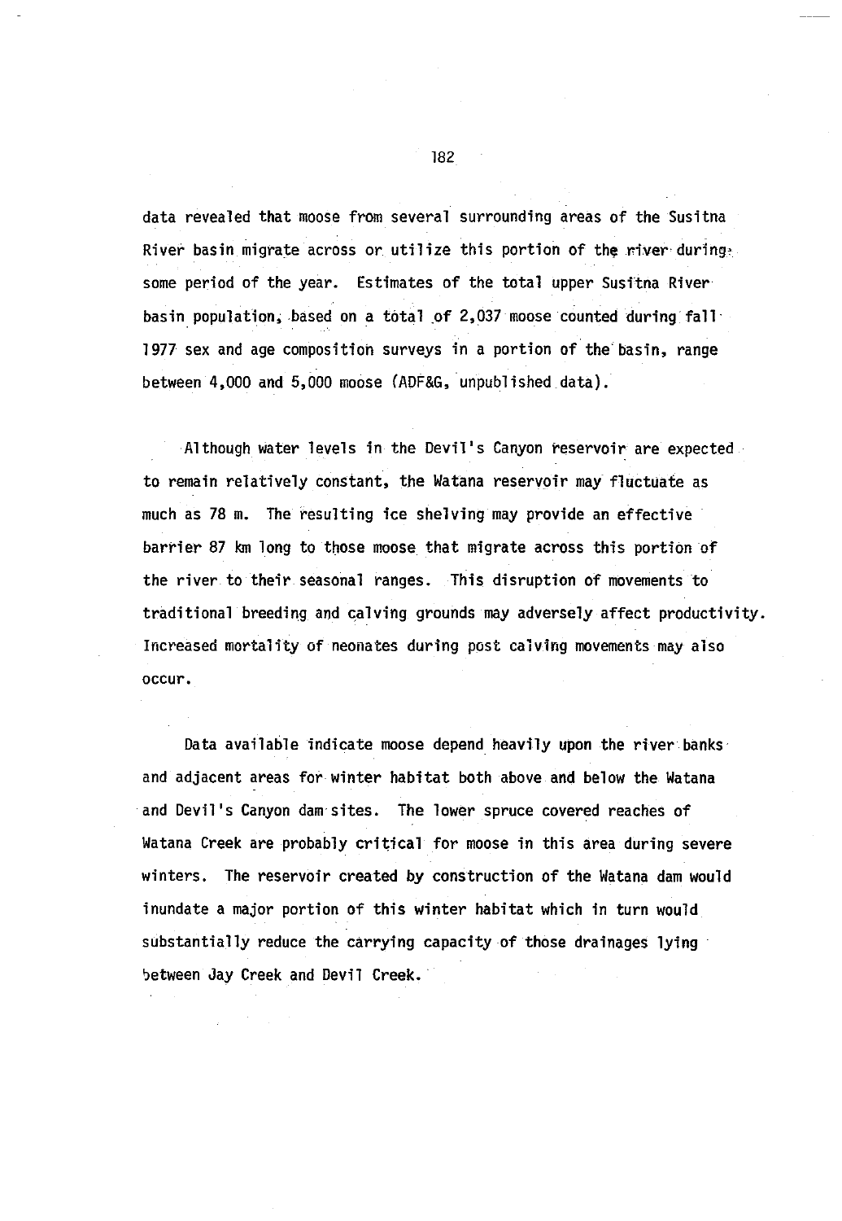data revealed that moose from several surrounding areas of the Susitna River basin migrate across or utilize this portion of the river during some period of the year. Estimates of the total upper Susitna River basin population, based on a total of 2,037 moose counted during fall 1977 sex and age composition surveys in a portion of the basin, range between 4,000 and 5,000 moose (ADF&G, unpublished data).

Although water levels in the Devil's Canyon reservoir are expected to remain relatively constant, the Watana reservoir may fluctuate as much as 78 m. The resulting ice shelving may provide an effective barrier 87 km long to those moose that migrate across this portion of the river to their seasonal ranges. This disruption of movements to traditional breeding and calving grounds may adversely affect productivity. Increased mortality of neonates during post calving movements may also occur.

Data available indicate moose depend heavily upon the river banks and adjacent areas for winter habitat both above and below the Watana and Devil's Canyon dam sites. The lower spruce covered reaches of Watana Creek are probably critical for moose in this area during severe winters. The reservoir created by construction of the Watana dam would inundate a major portion of this winter habitat which in turn would substantially reduce the carrying capacity of those drainages lying between Jay Creek and Devil Creek.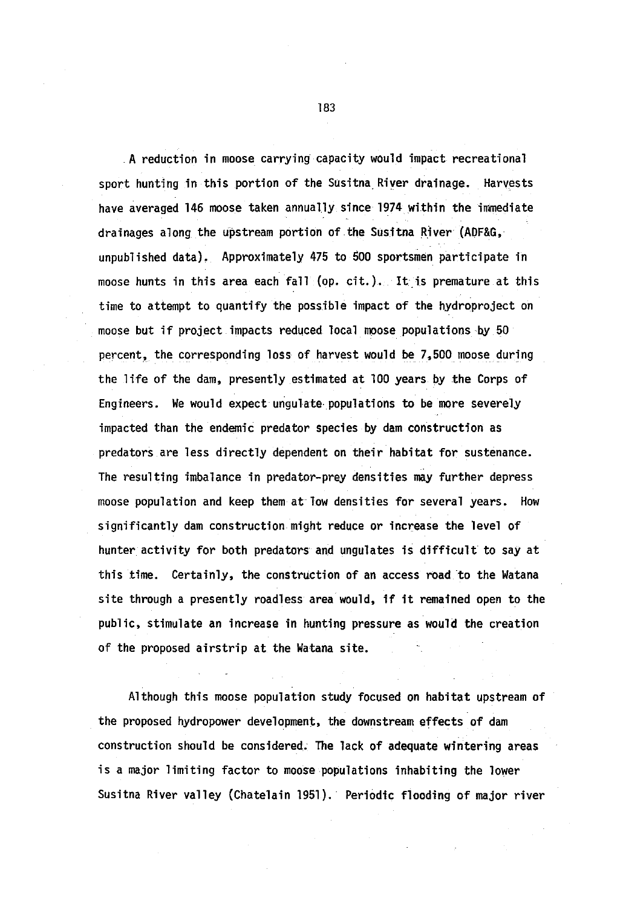A reduction in moose carrying capacity would impact recreational sport hunting in this portion of the Susitna River drainage. Harvests have averaged 146 moose taken annually since 1974 within the immediate drainages along the upstream portion of the Susitna River (ADF&G, unpublished data). Approximately 475 to 500 sportsmen participate in moose hunts in this area each fall (op. cit.). It is premature at this time to attempt to quantify the possible impact of the hydroproject on moose but if project impacts reduced local moose populations by 50 percent, the corresponding loss of harvest would be 7,500 moose during the life of the dam, presently estimated at 100 years by the Corps of Engineers. We would expect ungulate populations to be more severely impacted than the endemic predator species by dam construction as predators are less directly dependent on their habitat for sustenance. The resulting imbalance in predator-prey densities may further depress moose population and keep them at low densities for several years. How significantly dam construction might reduce or increase the level of hunter activity for both predators and ungulates is difficult to say at this time. Certainly, the construction of an access road to the Watana site through a presently roadless area would, if it remained open to the public, stimulate an increase in hunting pressure as would the creation of the proposed airstrip at the Watana site.

Although this moose population study focused on habitat upstream of the proposed hydropower development, the downstream effects of dam construction should be considered. The lack of adequate wintering areas is a major limiting factor to moose populations inhabiting the lower Susitna River valley (Chatelain 1951). Periodic flooding of major river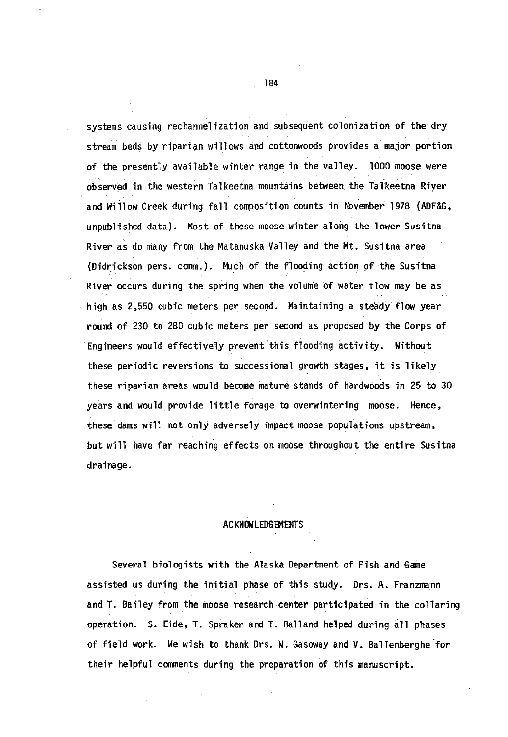systems causing rechannelization and subsequent colonization of the dry stream beds by riparian willows and cottonwoods provides a major portion of the presently available winter range in the valley. 1000 moose were observed in the western Talkeetna mountains between the Talkeetna River and Willow Creek during fall composition counts in November 1978 (ADF&G, unpublished data). Most of these moose winter along the lower Susitna River as do many from the Matanuska Valley and the Mt. Susitna area (Didrickson pers. comm.). Much of the flooding action of the Susitna River occurs during the spring when the volume of water flow may be as high as 2,550 cubic meters per second. Maintaining a steady flow year round of 230 to 280 cubic meters per second as proposed by the Corps of Engineers would effectively prevent this flooding activity. Without these periodic reversions to successional growth stages, it is likely these riparian areas would become mature stands of hardwoods in 25 to 30 years and would provide little forage to overwintering moose. Hence, these dams will not only adversely impact moose populations upstream, but will have far reaching effects on moose throughout the entire Susitna drainage.

## ACKNOWLEDGEMENTS

Several biologists with the Alaska Department of Fish and Game assisted us during the initial phase of this study. Drs. A. Franzmann and T. Bailey from the moose research center participated in the collaring operation. S. Eide, T. Spraker and T. Balland helped during all phases of field work. We wish to thank Drs. W. Gasoway and V. Ballenberghe for their helpful comments during the preparation of this manuscript.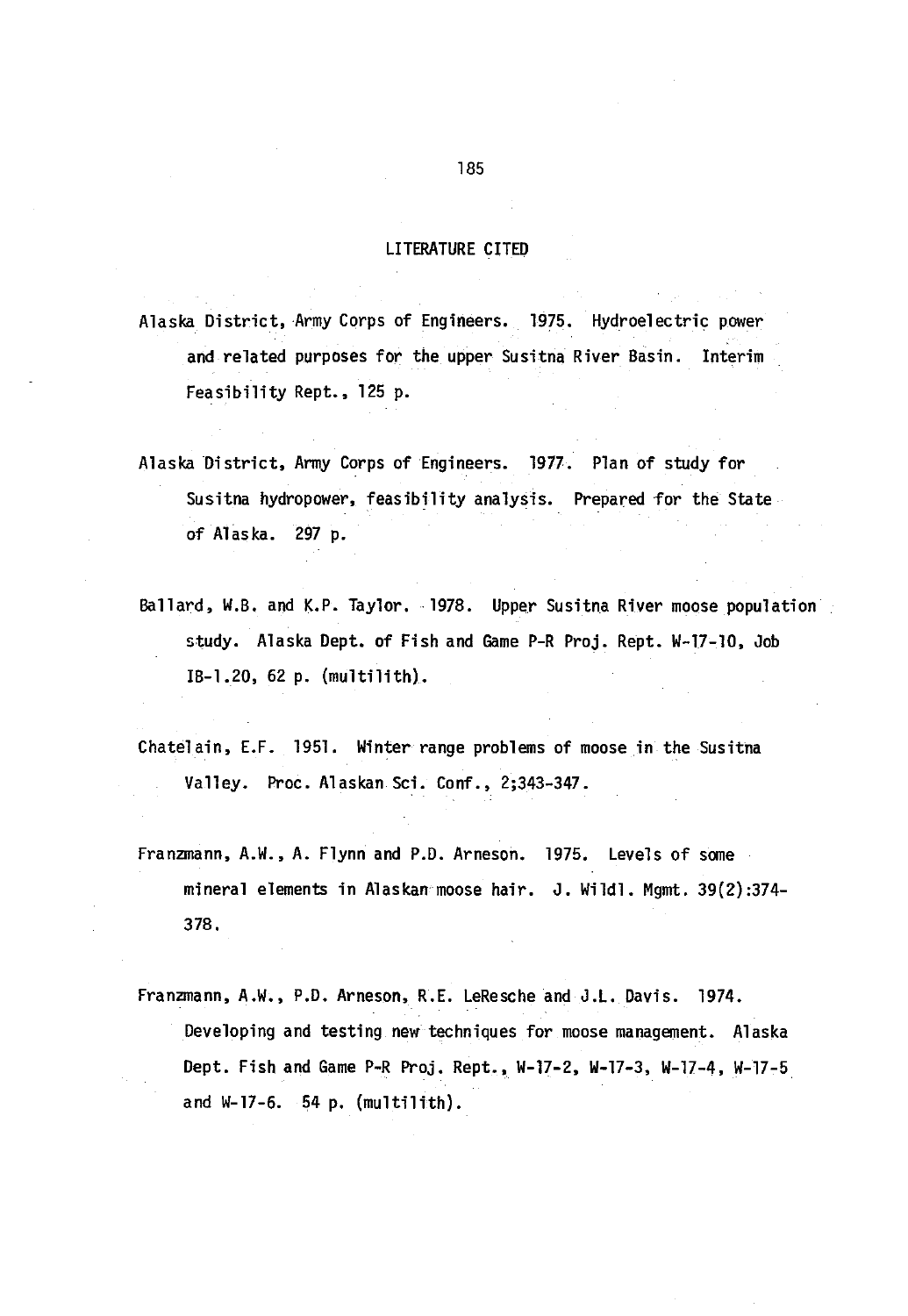# LITERATURE CITED

Alaska District, Army Corps of Engineers. 1975. Hydroelectric power and related purposes for the upper Susitna River Basin. Interim Feasibility Rept., 125 p.

Alaska District, Army Corps of Engineers. 1977. Plan of study for Susitna hydropower, feasibility analysis. Prepared for the State of Alaska. 297 p.

Ballard, W.B. and K.P. Taylor. 1978. Upper Susitna River moose population study. Alaska Dept. of Fish and Game P-R Proj. Rept. W-17-10, Job IB-1.20, 62 p. (multilith).

Chatelain, E.F. 1951. Winter range problems of moose in the Susitna Valley. Proc. Alaskan Sci. Conf., 2;343-347.

Franzmann, A.W., A. Flynn and P.D. Arneson. 1975. Levels of some mineral elements in Alaskan moose hair. J. Wildl. Mgmt. 39(2):374-378.

Franzmann, A.W., P.D. Arneson, R.E. LeResche and J.L. Davis. 1974. Developing and testing new techniques for moose management. Alaska Dept. Fish and Game P-R Proj. Rept., W-17-2, W-17-3, W-17-4, W-17-5 and W-17-6. 54 p. (multilith).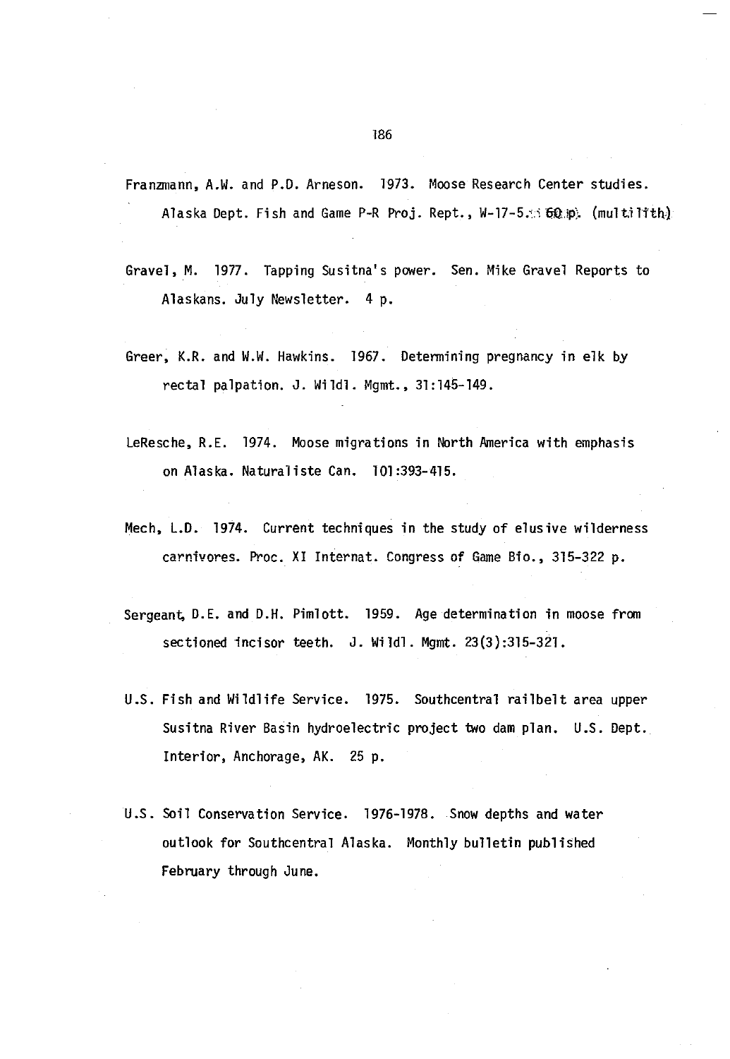Franzmann, A.W. and P.D. Arneson. 1973. Moose Research Center studies. Alaska Dept. Fish and Game P-R Proj. Rept., W-17-5. 60 p. (multilith)

Gravel, M. 1977. Tapping Susitna's power. Sen. Mike Gravel Reports to Alaskans. July Newsletter. 4 p.

Greer, K.R. and W.W. Hawkins. 1967. Determining pregnancy in elk by rectal palpation. J. Wildl. Mgmt., 31:145-149.

LeResche, R.E. 1974. Moose migrations in North America with emphasis on Alaska. Naturaliste Can. 101:393-415.

Mech, L.D. 1974. Current techniques in the study of elusive wilderness carnivores. Proc. XI Internat. Congress of Game Bio., 315-322 p.

Sergeant, D.E. and D.H. Pimlott. 1959. Age determination in moose from sectioned incisor teeth. J. Wildl. Mgmt. 23(3):315-321.

U.S. Fish and Wildlife Service. 1975. Southcentral railbelt area upper Susitna River Basin hydroelectric project two dam plan. U.S. Dept. Interior, Anchorage, AK. 25 p.

U.S. Soil Conservation Service. 1976-1978. Snow depths and water outlook for Southcentral Alaska. Monthly bulletin published February through June.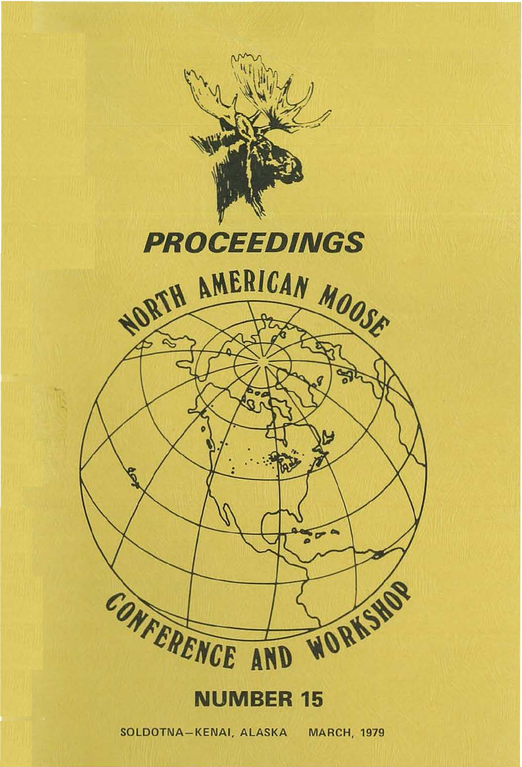# PROCEEDINGS

NORTH AMERICAN MOOSE CONFERENCE AND WORKSHOP

## NUMBER 15

SOLDOTNA–KENAI, ALASKA MARCH, 1979